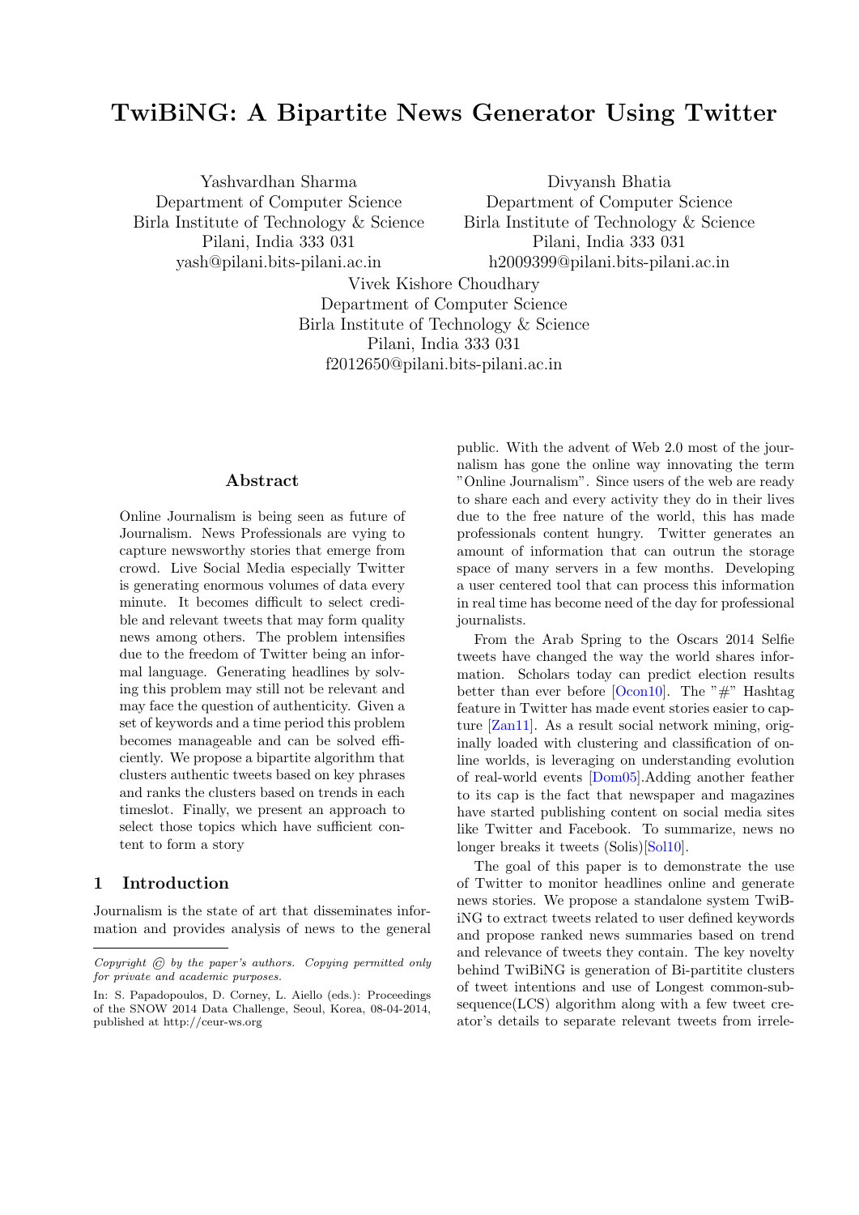# TwiBiNG: A Bipartite News Generator Using Twitter

Yashvardhan Sharma
Department of Computer Science
Birla Institute of Technology & Science
Pilani, India 333 031
yash@pilani.bits-pilani.ac.in

Divyansh Bhatia
Department of Computer Science
Birla Institute of Technology & Science
Pilani, India 333 031
h2009399@pilani.bits-pilani.ac.in

Vivek Kishore Choudhary
Department of Computer Science
Birla Institute of Technology & Science
Pilani, India 333 031
f2012650@pilani.bits-pilani.ac.in

## Abstract

Online Journalism is being seen as future of Journalism. News Professionals are vying to capture newsworthy stories that emerge from crowd. Live Social Media especially Twitter is generating enormous volumes of data every minute. It becomes difficult to select credible and relevant tweets that may form quality news among others. The problem intensifies due to the freedom of Twitter being an informal language. Generating headlines by solving this problem may still not be relevant and may face the question of authenticity. Given a set of keywords and a time period this problem becomes manageable and can be solved efficiently. We propose a bipartite algorithm that clusters authentic tweets based on key phrases and ranks the clusters based on trends in each timeslot. Finally, we present an approach to select those topics which have sufficient content to form a story

## 1 Introduction

Journalism is the state of art that disseminates information and provides analysis of news to the general public. With the advent of Web 2.0 most of the journalism has gone the online way innovating the term "Online Journalism". Since users of the web are ready to share each and every activity they do in their lives due to the free nature of the world, this has made professionals content hungry. Twitter generates an amount of information that can outrun the storage space of many servers in a few months. Developing a user centered tool that can process this information in real time has become need of the day for professional journalists.

From the Arab Spring to the Oscars 2014 Selfie tweets have changed the way the world shares information. Scholars today can predict election results better than ever before [Ocon10]. The "#" Hashtag feature in Twitter has made event stories easier to capture [Zan11]. As a result social network mining, originally loaded with clustering and classification of online worlds, is leveraging on understanding evolution of real-world events [Dom05].Adding another feather to its cap is the fact that newspaper and magazines have started publishing content on social media sites like Twitter and Facebook. To summarize, news no longer breaks it tweets (Solis)[Sol10].

The goal of this paper is to demonstrate the use of Twitter to monitor headlines online and generate news stories. We propose a standalone system TwiBiNG to extract tweets related to user defined keywords and propose ranked news summaries based on trend and relevance of tweets they contain. The key novelty behind TwiBiNG is generation of Bi-partitite clusters of tweet intentions and use of Longest common-subsequence(LCS) algorithm along with a few tweet creator's details to separate relevant tweets from irrele-

*Copyright © by the paper's authors. Copying permitted only for private and academic purposes.*

In: S. Papadopoulos, D. Corney, L. Aiello (eds.): Proceedings of the SNOW 2014 Data Challenge, Seoul, Korea, 08-04-2014, published at http://ceur-ws.org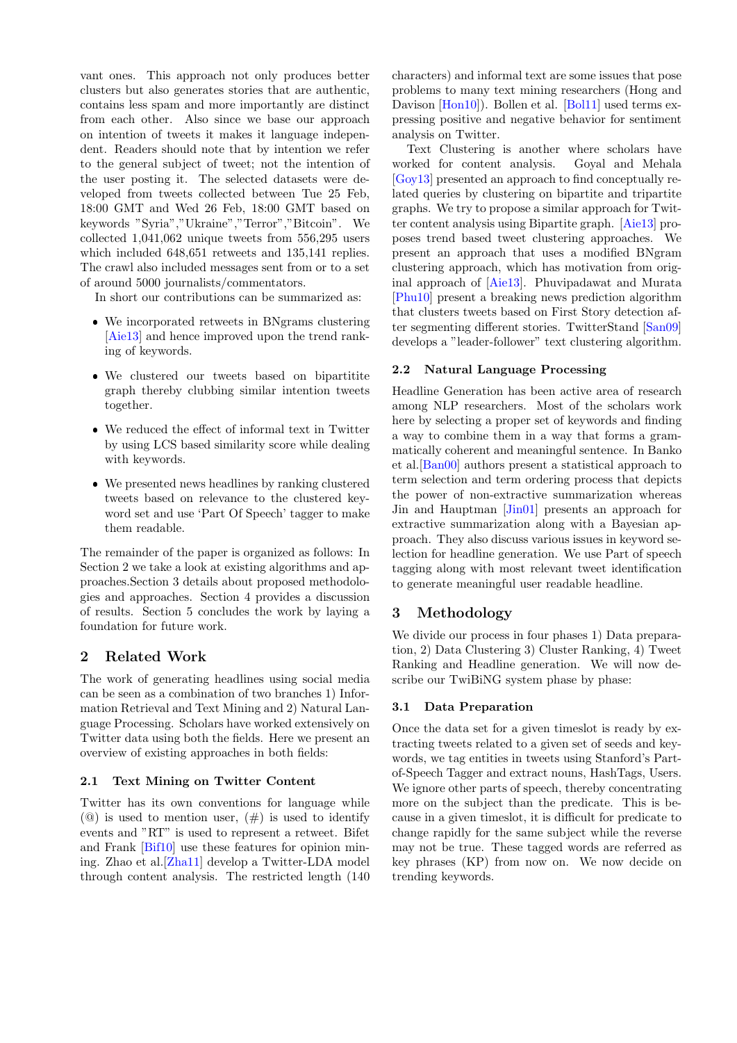vant ones. This approach not only produces better clusters but also generates stories that are authentic, contains less spam and more importantly are distinct from each other. Also since we base our approach on intention of tweets it makes it language independent. Readers should note that by intention we refer to the general subject of tweet; not the intention of the user posting it. The selected datasets were developed from tweets collected between Tue 25 Feb, 18:00 GMT and Wed 26 Feb, 18:00 GMT based on keywords "Syria","Ukraine","Terror","Bitcoin". We collected 1,041,062 unique tweets from 556,295 users which included 648,651 retweets and 135,141 replies. The crawl also included messages sent from or to a set of around 5000 journalists/commentators.

In short our contributions can be summarized as:

- We incorporated retweets in BNgrams clustering [Aie13] and hence improved upon the trend ranking of keywords.
- We clustered our tweets based on bipartitite graph thereby clubbing similar intention tweets together.
- We reduced the effect of informal text in Twitter by using LCS based similarity score while dealing with keywords.
- We presented news headlines by ranking clustered tweets based on relevance to the clustered keyword set and use 'Part Of Speech' tagger to make them readable.

The remainder of the paper is organized as follows: In Section 2 we take a look at existing algorithms and approaches.Section 3 details about proposed methodologies and approaches. Section 4 provides a discussion of results. Section 5 concludes the work by laying a foundation for future work.

## 2 Related Work

The work of generating headlines using social media can be seen as a combination of two branches 1) Information Retrieval and Text Mining and 2) Natural Language Processing. Scholars have worked extensively on Twitter data using both the fields. Here we present an overview of existing approaches in both fields:

### 2.1 Text Mining on Twitter Content

Twitter has its own conventions for language while (@) is used to mention user, (#) is used to identify events and "RT" is used to represent a retweet. Bifet and Frank [Bif10] use these features for opinion mining. Zhao et al.[Zha11] develop a Twitter-LDA model through content analysis. The restricted length (140 characters) and informal text are some issues that pose problems to many text mining researchers (Hong and Davison [Hon10]). Bollen et al. [Bol11] used terms expressing positive and negative behavior for sentiment analysis on Twitter.

Text Clustering is another where scholars have worked for content analysis. Goyal and Mehala [Goy13] presented an approach to find conceptually related queries by clustering on bipartite and tripartite graphs. We try to propose a similar approach for Twitter content analysis using Bipartite graph. [Aie13] proposes trend based tweet clustering approaches. We present an approach that uses a modified BNgram clustering approach, which has motivation from original approach of [Aie13]. Phuvipadawat and Murata [Phu10] present a breaking news prediction algorithm that clusters tweets based on First Story detection after segmenting different stories. TwitterStand [San09] develops a "leader-follower" text clustering algorithm.

### 2.2 Natural Language Processing

Headline Generation has been active area of research among NLP researchers. Most of the scholars work here by selecting a proper set of keywords and finding a way to combine them in a way that forms a grammatically coherent and meaningful sentence. In Banko et al.[Ban00] authors present a statistical approach to term selection and term ordering process that depicts the power of non-extractive summarization whereas Jin and Hauptman [Jin01] presents an approach for extractive summarization along with a Bayesian approach. They also discuss various issues in keyword selection for headline generation. We use Part of speech tagging along with most relevant tweet identification to generate meaningful user readable headline.

## 3 Methodology

We divide our process in four phases 1) Data preparation, 2) Data Clustering 3) Cluster Ranking, 4) Tweet Ranking and Headline generation. We will now describe our TwiBiNG system phase by phase:

### 3.1 Data Preparation

Once the data set for a given timeslot is ready by extracting tweets related to a given set of seeds and keywords, we tag entities in tweets using Stanford's Part-of-Speech Tagger and extract nouns, HashTags, Users. We ignore other parts of speech, thereby concentrating more on the subject than the predicate. This is because in a given timeslot, it is difficult for predicate to change rapidly for the same subject while the reverse may not be true. These tagged words are referred as key phrases (KP) from now on. We now decide on trending keywords.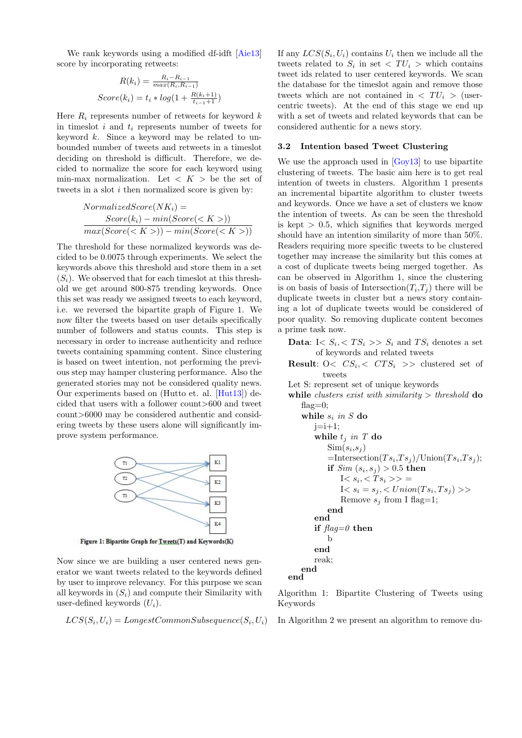We rank keywords using a modified df-idft [Aie13] score by incorporating retweets:

$$R(k_i) = \frac{R_i - R_{i-1}}{max(R_i, R_{i-1})}$$

$$Score(k_i) = t_i * log(1 + \frac{R(k_i+1)}{t_{i-1}+1})$$

Here $R_i$ represents number of retweets for keyword $k$ in timeslot $i$ and $t_i$ represents number of tweets for keyword $k$. Since a keyword may be related to unbounded number of tweets and retweets in a timeslot deciding on threshold is difficult. Therefore, we decided to normalize the score for each keyword using min-max normalization. Let $< K >$ be the set of tweets in a slot $i$ then normalized score is given by:

$$NormalizedScore(NK_i) = \frac{Score(k_i) - min(Score(< K >))}{max(Score(< K >)) - min(Score(< K >))}$$

The threshold for these normalized keywords was decided to be 0.0075 through experiments. We select the keywords above this threshold and store them in a set ($S_i$). We observed that for each timeslot at this threshold we get around 800-875 trending keywords. Once this set was ready we assigned tweets to each keyword, i.e. we reversed the bipartite graph of Figure 1. We now filter the tweets based on user details specifically number of followers and status counts. This step is necessary in order to increase authenticity and reduce tweets containing spamming content. Since clustering is based on tweet intention, not performing the previous step may hamper clustering performance. Also the generated stories may not be considered quality news. Our experiments based on (Hutto et. al. [Hut13]) decided that users with a follower count>600 and tweet count>6000 may be considered authentic and considering tweets by these users alone will significantly improve system performance.

Figure 1: Bipartite Graph for Tweets(T) and Keywords(K)

Now since we are building a user centered news generator we want tweets related to the keywords defined by user to improve relevancy. For this purpose we scan all keywords in ($S_i$) and compute their Similarity with user-defined keywords ($U_i$).

$$LCS(S_i, U_i) = LongestCommonSubsequence(S_i, U_i)$$

If any $LCS(S_i, U_i)$ contains $U_i$ then we include all the tweets related to $S_i$ in set $< TU_i >$ which contains tweet ids related to user centered keywords. We scan the database for the timeslot again and remove those tweets which are not contained in $< TU_i >$ (user-centric tweets). At the end of this stage we end up with a set of tweets and related keywords that can be considered authentic for a news story.

### 3.2 Intention based Tweet Clustering

We use the approach used in [Goy13] to use bipartite clustering of tweets. The basic aim here is to get real intention of tweets in clusters. Algorithm 1 presents an incremental bipartite algorithm to cluster tweets and keywords. Once we have a set of clusters we know the intention of tweets. As can be seen the threshold is kept $> 0.5$, which signifies that keywords merged should have an intention similarity of more than 50%. Readers requiring more specific tweets to be clustered together may increase the similarity but this comes at a cost of duplicate tweets being merged together. As can be observed in Algorithm 1, since the clustering is on basis of basis of Intersection($T_i$,$T_j$) there will be duplicate tweets in cluster but a news story containing a lot of duplicate tweets would be considered of poor quality. So removing duplicate content becomes a prime task now.

```
Data: I< S_i, < TS_i >> S_i and TS_i denotes a set
      of keywords and related tweets
Result: O< CS_i, < CTS_i >> clustered set of
        tweets
Let S: represent set of unique keywords
while clusters exist with similarity > threshold do
    flag=0;
    while s_i in S do
        j=i+1;
        while t_j in T do
            Sim(s_i,s_j)
            =Intersection(Ts_i,Ts_j)/Union(Ts_i,Ts_j);
            if Sim (s_i, s_j) > 0.5 then
                I< s_i, < Ts_i >> =
                I< s_i = s_j, < Union(Ts_i, Ts_j) >>
                Remove s_j from I flag=1;
            end
        end
        if flag=0 then
            b
        end
        reak;
    end
end
```

Algorithm 1: Bipartite Clustering of Tweets using Keywords

In Algorithm 2 we present an algorithm to remove du-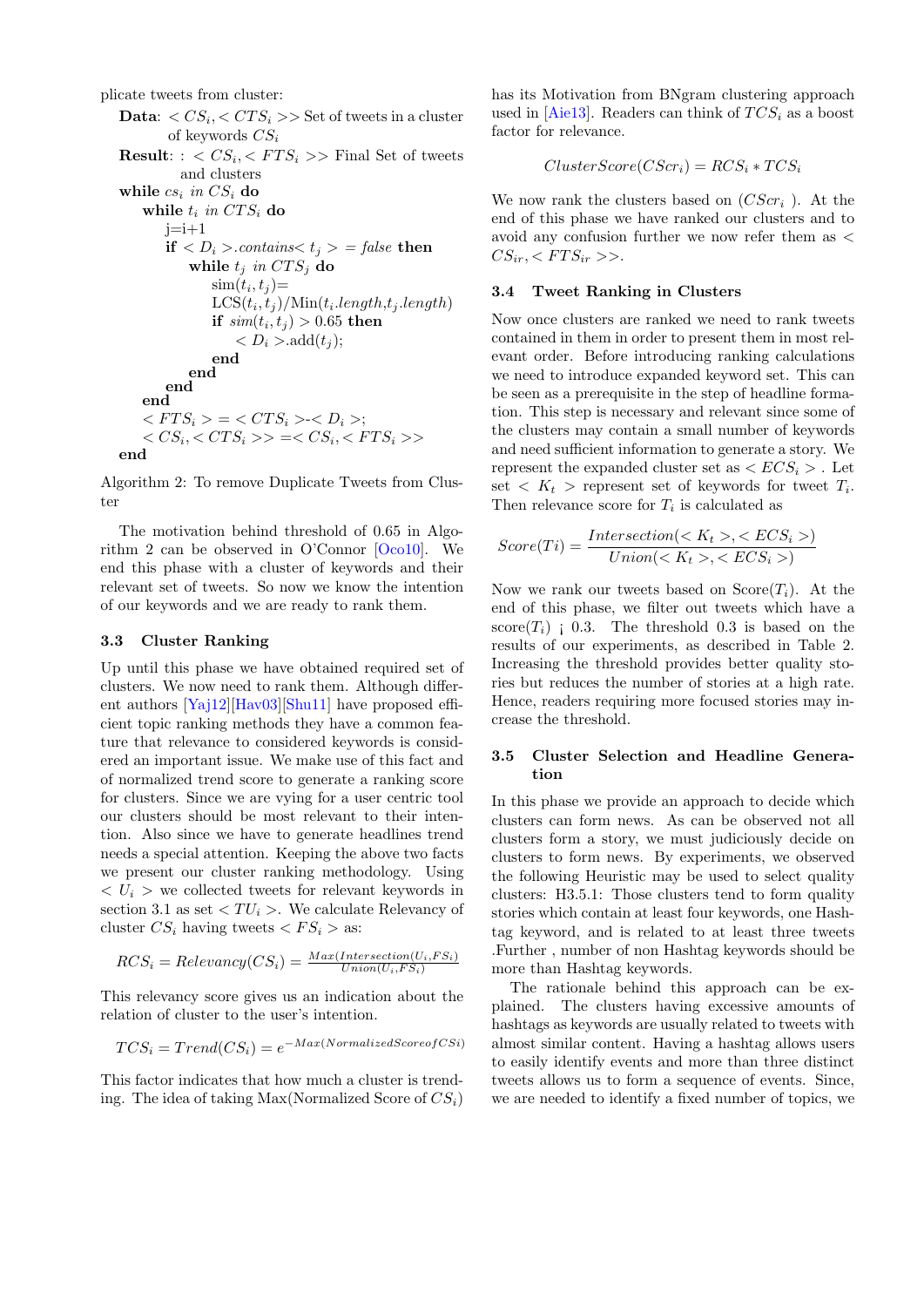plicate tweets from cluster:

```
Data: < CS_i, < CTS_i >> Set of tweets in a cluster
      of keywords CS_i
Result: : < CS_i, < FTS_i >> Final Set of tweets
      and clusters
while cs_i in CS_i do
    while t_i in CTS_i do
        j=i+1
        if < D_i >.contains< t_j > = false then
            while t_j in CTS_j do
                sim(t_i, t_j)=
                LCS(t_i, t_j)/Min(t_i.length, t_j.length)
                if sim(t_i, t_j) > 0.65 then
                    < D_i >.add(t_j);
                end
            end
        end
    end
    < FTS_i > = < CTS_i >-< D_i >;
    < CS_i, < CTS_i >> =< CS_i, < FTS_i >>
end
```

Algorithm 2: To remove Duplicate Tweets from Cluster

The motivation behind threshold of 0.65 in Algorithm 2 can be observed in O'Connor [Oco10]. We end this phase with a cluster of keywords and their relevant set of tweets. So now we know the intention of our keywords and we are ready to rank them.

### 3.3 Cluster Ranking

Up until this phase we have obtained required set of clusters. We now need to rank them. Although different authors [Yaj12][Hav03][Shu11] have proposed efficient topic ranking methods they have a common feature that relevance to considered keywords is considered an important issue. We make use of this fact and of normalized trend score to generate a ranking score for clusters. Since we are vying for a user centric tool our clusters should be most relevant to their intention. Also since we have to generate headlines trend needs a special attention. Keeping the above two facts we present our cluster ranking methodology. Using $< U_i >$ we collected tweets for relevant keywords in section 3.1 as set $< TU_i >$. We calculate Relevancy of cluster $CS_i$ having tweets $< FS_i >$ as:

$$RCS_i = Relevancy(CS_i) = \frac{Max(Intersection(U_i, FS_i))}{Union(U_i, FS_i)}$$

This relevancy score gives us an indication about the relation of cluster to the user's intention.

$$TCS_i = Trend(CS_i) = e^{-Max(NormalizedScoreofCSi)}$$

This factor indicates that how much a cluster is trending. The idea of taking Max(Normalized Score of $CS_i$) has its Motivation from BNgram clustering approach used in [Aie13]. Readers can think of $TCS_i$ as a boost factor for relevance.

$$ClusterScore(CScr_i) = RCS_i * TCS_i$$

We now rank the clusters based on $(CScr_i)$. At the end of this phase we have ranked our clusters and to avoid any confusion further we now refer them as $< CS_{ir}, < FTS_{ir} >>$.

### 3.4 Tweet Ranking in Clusters

Now once clusters are ranked we need to rank tweets contained in them in order to present them in most relevant order. Before introducing ranking calculations we need to introduce expanded keyword set. This can be seen as a prerequisite in the step of headline formation. This step is necessary and relevant since some of the clusters may contain a small number of keywords and need sufficient information to generate a story. We represent the expanded cluster set as $< ECS_i >$. Let set $< K_t >$ represent set of keywords for tweet $T_i$. Then relevance score for $T_i$ is calculated as

$$Score(Ti) = \frac{Intersection(< K_t >, < ECS_i >)}{Union(< K_t >, < ECS_i >)}$$

Now we rank our tweets based on Score($T_i$). At the end of this phase, we filter out tweets which have a score($T_i$) ¡ 0.3. The threshold 0.3 is based on the results of our experiments, as described in Table 2. Increasing the threshold provides better quality stories but reduces the number of stories at a high rate. Hence, readers requiring more focused stories may increase the threshold.

### 3.5 Cluster Selection and Headline Generation

In this phase we provide an approach to decide which clusters can form news. As can be observed not all clusters form a story, we must judiciously decide on clusters to form news. By experiments, we observed the following Heuristic may be used to select quality clusters: H3.5.1: Those clusters tend to form quality stories which contain at least four keywords, one Hashtag keyword, and is related to at least three tweets .Further , number of non Hashtag keywords should be more than Hashtag keywords.

The rationale behind this approach can be explained. The clusters having excessive amounts of hashtags as keywords are usually related to tweets with almost similar content. Having a hashtag allows users to easily identify events and more than three distinct tweets allows us to form a sequence of events. Since, we are needed to identify a fixed number of topics, we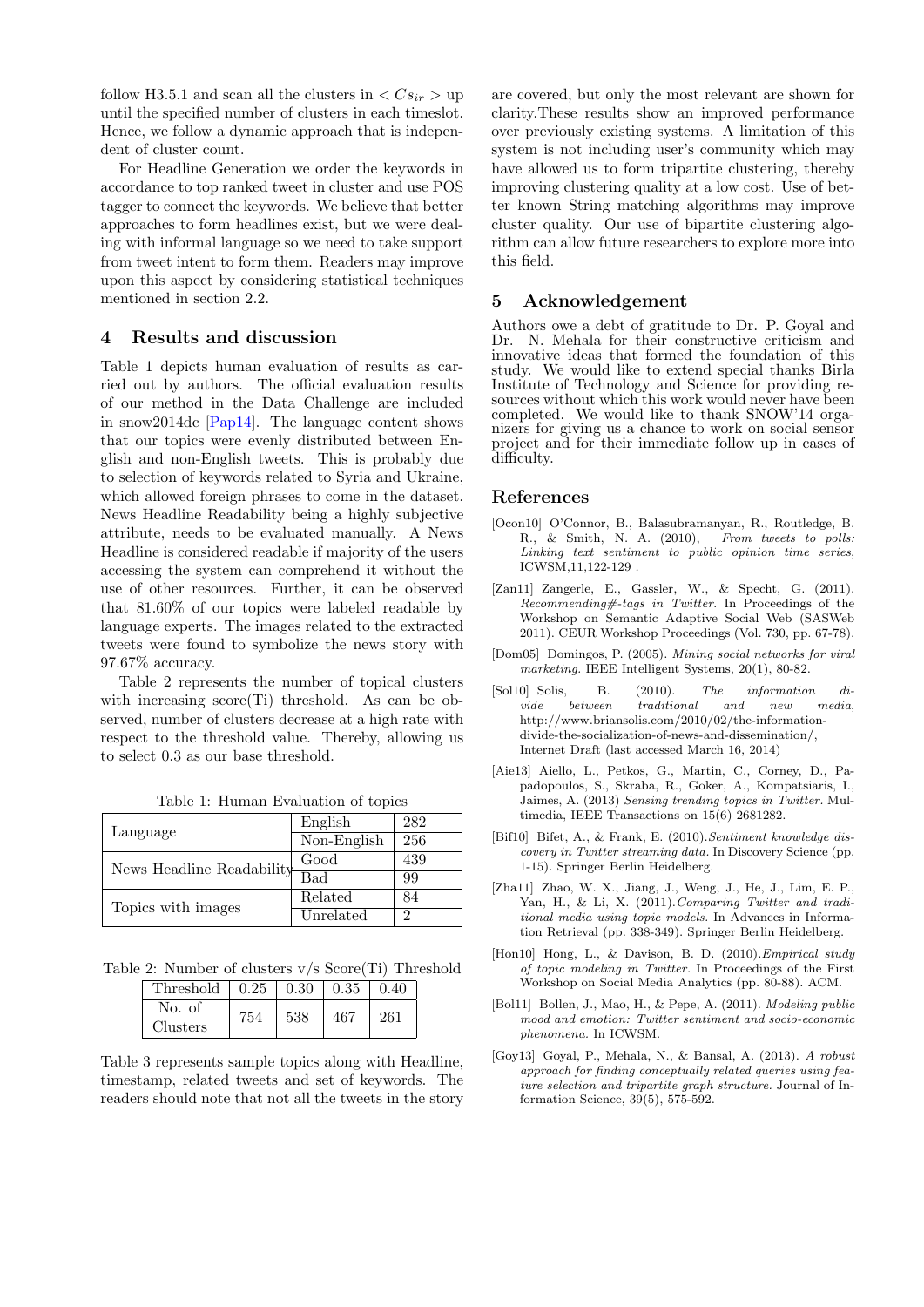follow H3.5.1 and scan all the clusters in $< Cs_{ir} >$ up until the specified number of clusters in each timeslot. Hence, we follow a dynamic approach that is independent of cluster count.

For Headline Generation we order the keywords in accordance to top ranked tweet in cluster and use POS tagger to connect the keywords. We believe that better approaches to form headlines exist, but we were dealing with informal language so we need to take support from tweet intent to form them. Readers may improve upon this aspect by considering statistical techniques mentioned in section 2.2.

## 4 Results and discussion

Table 1 depicts human evaluation of results as carried out by authors. The official evaluation results of our method in the Data Challenge are included in snow2014dc [Pap14]. The language content shows that our topics were evenly distributed between English and non-English tweets. This is probably due to selection of keywords related to Syria and Ukraine, which allowed foreign phrases to come in the dataset. News Headline Readability being a highly subjective attribute, needs to be evaluated manually. A News Headline is considered readable if majority of the users accessing the system can comprehend it without the use of other resources. Further, it can be observed that 81.60% of our topics were labeled readable by language experts. The images related to the extracted tweets were found to symbolize the news story with 97.67% accuracy.

Table 2 represents the number of topical clusters with increasing score(Ti) threshold. As can be observed, number of clusters decrease at a high rate with respect to the threshold value. Thereby, allowing us to select 0.3 as our base threshold.

Table 1: Human Evaluation of topics

| | | |
|---|---|---|
| Language | English | 282 |
| | Non-English | 256 |
| News Headline Readability | Good | 439 |
| | Bad | 99 |
| Topics with images | Related | 84 |
| | Unrelated | 2 |

Table 2: Number of clusters v/s Score(Ti) Threshold

| Threshold | 0.25 | 0.30 | 0.35 | 0.40 |
|---|---|---|---|---|
| No. of Clusters | 754 | 538 | 467 | 261 |

Table 3 represents sample topics along with Headline, timestamp, related tweets and set of keywords. The readers should note that not all the tweets in the story are covered, but only the most relevant are shown for clarity.These results show an improved performance over previously existing systems. A limitation of this system is not including user's community which may have allowed us to form tripartite clustering, thereby improving clustering quality at a low cost. Use of better known String matching algorithms may improve cluster quality. Our use of bipartite clustering algorithm can allow future researchers to explore more into this field.

## 5 Acknowledgement

Authors owe a debt of gratitude to Dr. P. Goyal and Dr. N. Mehala for their constructive criticism and innovative ideas that formed the foundation of this study. We would like to extend special thanks Birla Institute of Technology and Science for providing resources without which this work would never have been completed. We would like to thank SNOW'14 organizers for giving us a chance to work on social sensor project and for their immediate follow up in cases of difficulty.

## References

[Ocon10] O'Connor, B., Balasubramanyan, R., Routledge, B. R., & Smith, N. A. (2010), *From tweets to polls: Linking text sentiment to public opinion time series*, ICWSM,11,122-129 .

[Zan11] Zangerle, E., Gassler, W., & Specht, G. (2011). *Recommending#-tags in Twitter*. In Proceedings of the Workshop on Semantic Adaptive Social Web (SASWeb 2011). CEUR Workshop Proceedings (Vol. 730, pp. 67-78).

[Dom05] Domingos, P. (2005). *Mining social networks for viral marketing*. IEEE Intelligent Systems, 20(1), 80-82.

[Sol10] Solis, B. (2010). *The information divide between traditional and new media*, http://www.briansolis.com/2010/02/the-information-divide-the-socialization-of-news-and-dissemination/, Internet Draft (last accessed March 16, 2014)

[Aie13] Aiello, L., Petkos, G., Martin, C., Corney, D., Papadopoulos, S., Skraba, R., Goker, A., Kompatsiaris, I., Jaimes, A. (2013) *Sensing trending topics in Twitter*. Multimedia, IEEE Transactions on 15(6) 2681282.

[Bif10] Bifet, A., & Frank, E. (2010).*Sentiment knowledge discovery in Twitter streaming data*. In Discovery Science (pp. 1-15). Springer Berlin Heidelberg.

[Zha11] Zhao, W. X., Jiang, J., Weng, J., He, J., Lim, E. P., Yan, H., & Li, X. (2011).*Comparing Twitter and traditional media using topic models*. In Advances in Information Retrieval (pp. 338-349). Springer Berlin Heidelberg.

[Hon10] Hong, L., & Davison, B. D. (2010).*Empirical study of topic modeling in Twitter*. In Proceedings of the First Workshop on Social Media Analytics (pp. 80-88). ACM.

[Bol11] Bollen, J., Mao, H., & Pepe, A. (2011). *Modeling public mood and emotion: Twitter sentiment and socio-economic phenomena*. In ICWSM.

[Goy13] Goyal, P., Mehala, N., & Bansal, A. (2013). *A robust approach for finding conceptually related queries using feature selection and tripartite graph structure*. Journal of Information Science, 39(5), 575-592.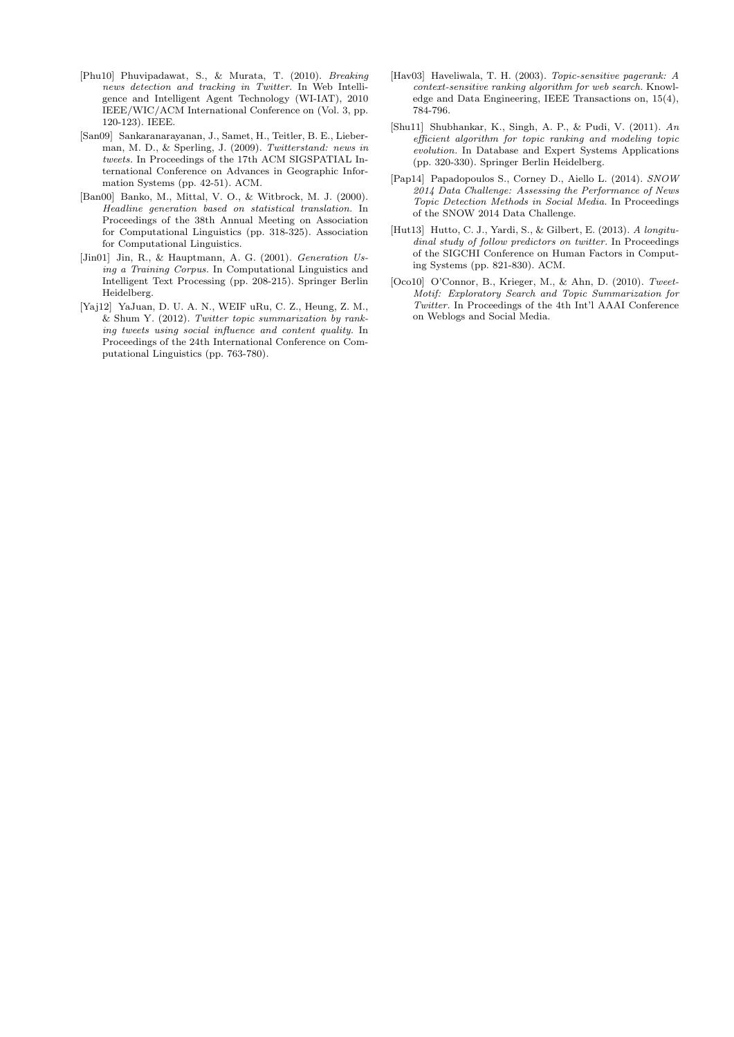[Phu10] Phuvipadawat, S., & Murata, T. (2010). *Breaking news detection and tracking in Twitter.* In Web Intelligence and Intelligent Agent Technology (WI-IAT), 2010 IEEE/WIC/ACM International Conference on (Vol. 3, pp. 120-123). IEEE.

[San09] Sankaranarayanan, J., Samet, H., Teitler, B. E., Lieberman, M. D., & Sperling, J. (2009). *Twitterstand: news in tweets.* In Proceedings of the 17th ACM SIGSPATIAL International Conference on Advances in Geographic Information Systems (pp. 42-51). ACM.

[Ban00] Banko, M., Mittal, V. O., & Witbrock, M. J. (2000). *Headline generation based on statistical translation.* In Proceedings of the 38th Annual Meeting on Association for Computational Linguistics (pp. 318-325). Association for Computational Linguistics.

[Jin01] Jin, R., & Hauptmann, A. G. (2001). *Generation Using a Training Corpus.* In Computational Linguistics and Intelligent Text Processing (pp. 208-215). Springer Berlin Heidelberg.

[Yaj12] YaJuan, D. U. A. N., WEIF uRu, C. Z., Heung, Z. M., & Shum Y. (2012). *Twitter topic summarization by ranking tweets using social influence and content quality.* In Proceedings of the 24th International Conference on Computational Linguistics (pp. 763-780).

[Hav03] Haveliwala, T. H. (2003). *Topic-sensitive pagerank: A context-sensitive ranking algorithm for web search.* Knowledge and Data Engineering, IEEE Transactions on, 15(4), 784-796.

[Shu11] Shubhankar, K., Singh, A. P., & Pudi, V. (2011). *An efficient algorithm for topic ranking and modeling topic evolution.* In Database and Expert Systems Applications (pp. 320-330). Springer Berlin Heidelberg.

[Pap14] Papadopoulos S., Corney D., Aiello L. (2014). *SNOW 2014 Data Challenge: Assessing the Performance of News Topic Detection Methods in Social Media.* In Proceedings of the SNOW 2014 Data Challenge.

[Hut13] Hutto, C. J., Yardi, S., & Gilbert, E. (2013). *A longitudinal study of follow predictors on twitter.* In Proceedings of the SIGCHI Conference on Human Factors in Computing Systems (pp. 821-830). ACM.

[Oco10] O'Connor, B., Krieger, M., & Ahn, D. (2010). *TweetMotif: Exploratory Search and Topic Summarization for Twitter.* In Proceedings of the 4th Int'l AAAI Conference on Weblogs and Social Media.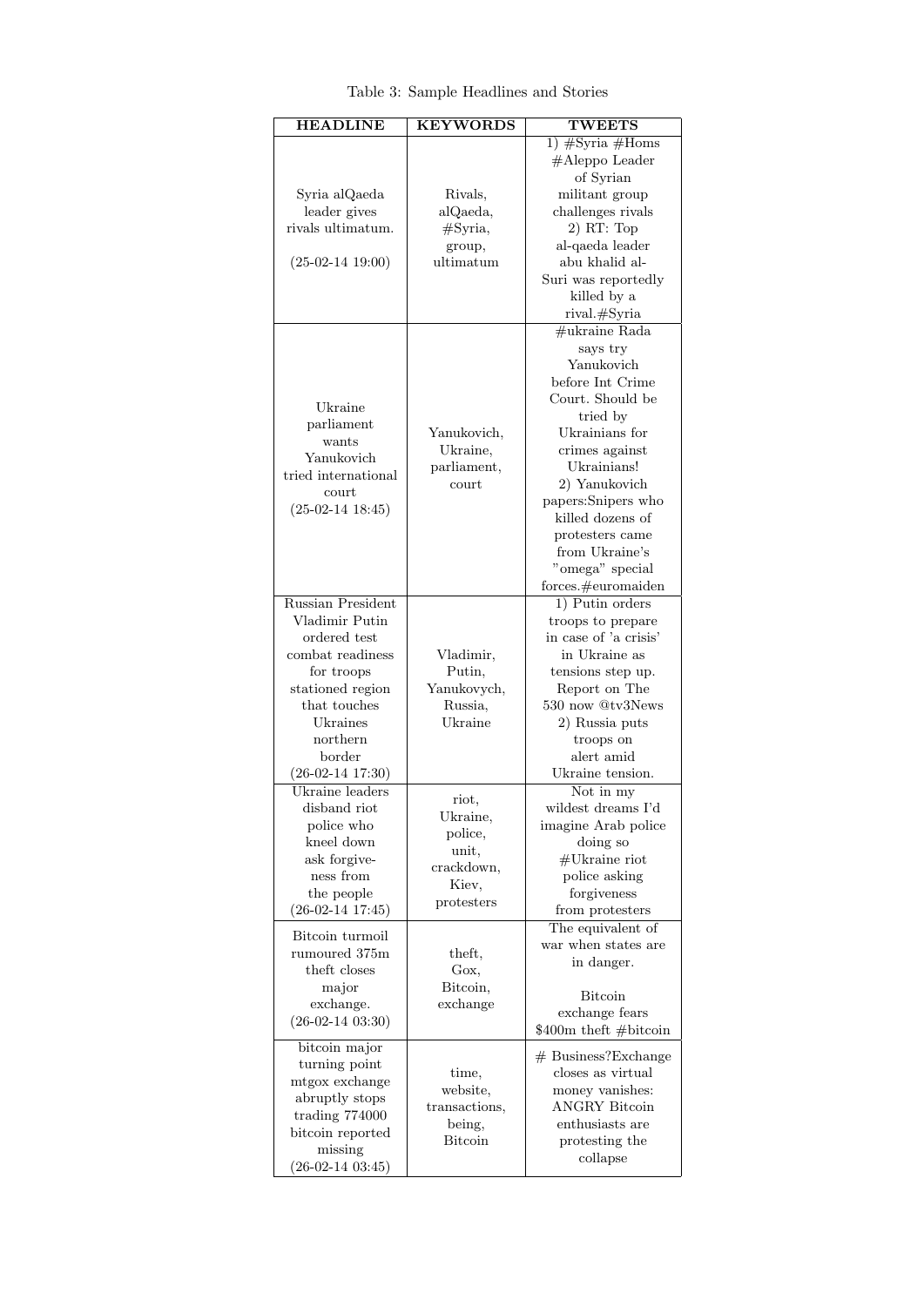Table 3: Sample Headlines and Stories

| HEADLINE | KEYWORDS | TWEETS |
| --- | --- | --- |
| Syria alQaeda leader gives rivals ultimatum. (25-02-14 19:00) | Rivals, alQaeda, #Syria, group, ultimatum | 1) #Syria #Homs #Aleppo Leader of Syrian militant group challenges rivals 2) RT: Top al-qaeda leader abu khalid al-Suri was reportedly killed by a rival.#Syria |
| Ukraine parliament wants Yanukovich tried international court (25-02-14 18:45) | Yanukovich, Ukraine, parliament, court | #ukraine Rada says try Yanukovich before Int Crime Court. Should be tried by Ukrainians for crimes against Ukrainians! 2) Yanukovich papers:Snipers who killed dozens of protesters came from Ukraine's "omega" special forces.#euromaiden |
| Russian President Vladimir Putin ordered test combat readiness for troops stationed region that touches Ukraines northern border (26-02-14 17:30) | Vladimir, Putin, Yanukovych, Russia, Ukraine | 1) Putin orders troops to prepare in case of 'a crisis' in Ukraine as tensions step up. Report on The 530 now @tv3News 2) Russia puts troops on alert amid Ukraine tension. |
| Ukraine leaders disband riot police who kneel down ask forgiveness from the people (26-02-14 17:45) | riot, Ukraine, police, unit, crackdown, Kiev, protesters | Not in my wildest dreams I'd imagine Arab police doing so #Ukraine riot police asking forgiveness from protesters |
| Bitcoin turmoil rumoured 375m theft closes major exchange. (26-02-14 03:30) | theft, Gox, Bitcoin, exchange | The equivalent of war when states are in danger. Bitcoin exchange fears $400m theft #bitcoin |
| bitcoin major turning point mtgox exchange abruptly stops trading 774000 bitcoin reported missing (26-02-14 03:45) | time, website, transactions, being, Bitcoin | # Business?Exchange closes as virtual money vanishes: ANGRY Bitcoin enthusiasts are protesting the collapse |